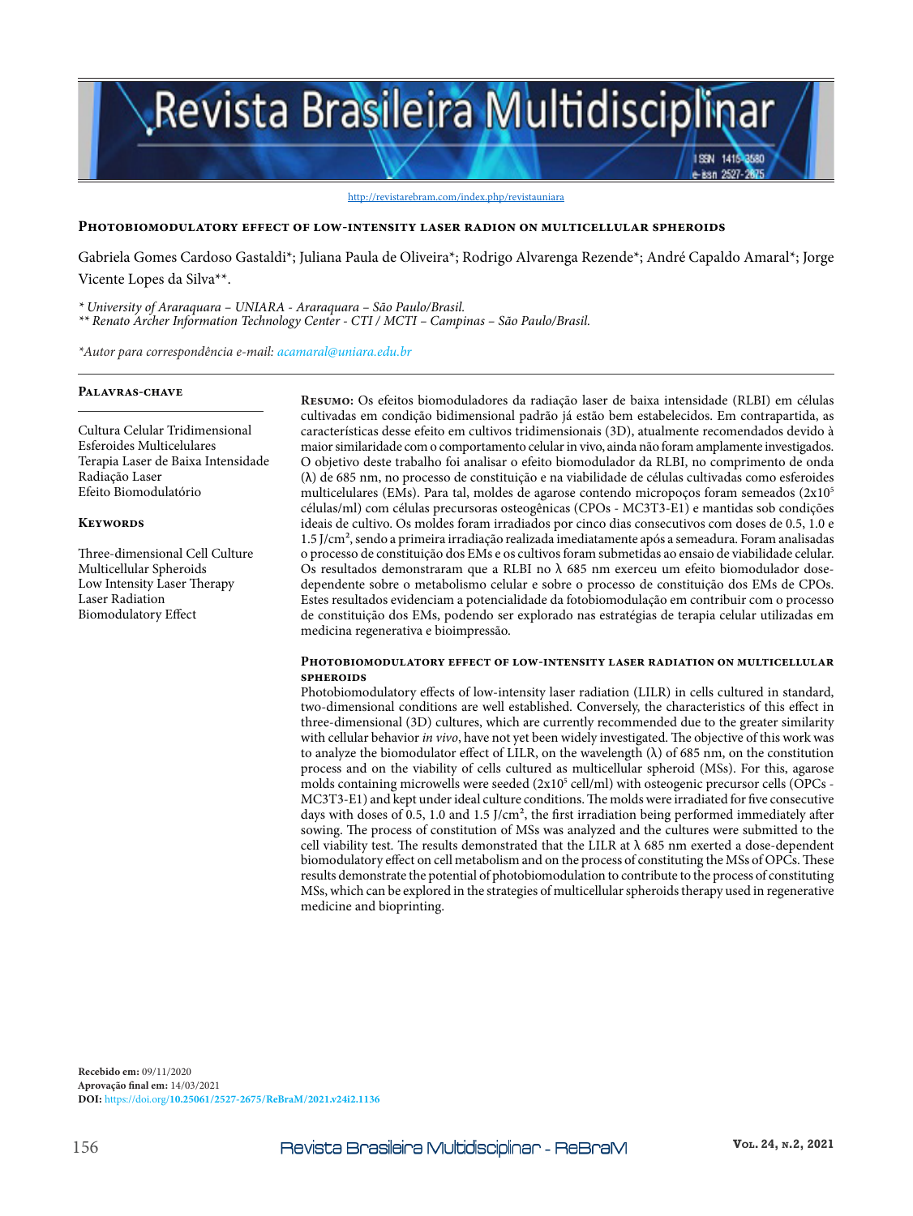http://revistarebram.com/index.php/revistauniara

# Photobiomodulatory effect of low-intensity laser radion on multicellular spheroids

Gabriela Gomes Cardoso Gastaldi*; Juliana Paula de Oliveira*; Rodrigo Alvarenga Rezende*; André Capaldo Amaral*; Jorge Vicente Lopes da Silva**.

*\* University of Araraquara – UNIARA - Araraquara – São Paulo/Brasil.*
*\*\* Renato Archer Information Technology Center - CTI / MCTI – Campinas – São Paulo/Brasil.*

*\*Autor para correspondência e-mail: acamaral@uniara.edu.br*

## Palavras-chave

Cultura Celular Tridimensional
Esferoides Multicelulares
Terapia Laser de Baixa Intensidade
Radiação Laser
Efeito Biomodulatório

## Keywords

Three-dimensional Cell Culture
Multicellular Spheroids
Low Intensity Laser Therapy
Laser Radiation
Biomodulatory Effect

**Resumo:** Os efeitos biomoduladores da radiação laser de baixa intensidade (RLBI) em células cultivadas em condição bidimensional padrão já estão bem estabelecidos. Em contrapartida, as características desse efeito em cultivos tridimensionais (3D), atualmente recomendados devido à maior similaridade com o comportamento celular in vivo, ainda não foram amplamente investigados. O objetivo deste trabalho foi analisar o efeito biomodulador da RLBI, no comprimento de onda (λ) de 685 nm, no processo de constituição e na viabilidade de células cultivadas como esferoides multicelulares (EMs). Para tal, moldes de agarose contendo micropoços foram semeados ($2x10^5$ células/ml) com células precursoras osteogênicas (CPOs - MC3T3-E1) e mantidas sob condições ideais de cultivo. Os moldes foram irradiados por cinco dias consecutivos com doses de 0.5, 1.0 e 1.5 J/cm², sendo a primeira irradiação realizada imediatamente após a semeadura. Foram analisadas o processo de constituição dos EMs e os cultivos foram submetidas ao ensaio de viabilidade celular. Os resultados demonstraram que a RLBI no λ 685 nm exerceu um efeito biomodulador dose-dependente sobre o metabolismo celular e sobre o processo de constituição dos EMs de CPOs. Estes resultados evidenciam a potencialidade da fotobiomodulação em contribuir com o processo de constituição dos EMs, podendo ser explorado nas estratégias de terapia celular utilizadas em medicina regenerativa e bioimpressão.

## Photobiomodulatory effect of low-intensity laser radiation on multicellular spheroids

Photobiomodulatory effects of low-intensity laser radiation (LILR) in cells cultured in standard, two-dimensional conditions are well established. Conversely, the characteristics of this effect in three-dimensional (3D) cultures, which are currently recommended due to the greater similarity with cellular behavior *in vivo*, have not yet been widely investigated. The objective of this work was to analyze the biomodulator effect of LILR, on the wavelength (λ) of 685 nm, on the constitution process and on the viability of cells cultured as multicellular spheroid (MSs). For this, agarose molds containing microwells were seeded ($2x10^5$ cell/ml) with osteogenic precursor cells (OPCs - MC3T3-E1) and kept under ideal culture conditions. The molds were irradiated for five consecutive days with doses of 0.5, 1.0 and 1.5 J/cm², the first irradiation being performed immediately after sowing. The process of constitution of MSs was analyzed and the cultures were submitted to the cell viability test. The results demonstrated that the LILR at λ 685 nm exerted a dose-dependent biomodulatory effect on cell metabolism and on the process of constituting the MSs of OPCs. These results demonstrate the potential of photobiomodulation to contribute to the process of constituting MSs, which can be explored in the strategies of multicellular spheroids therapy used in regenerative medicine and bioprinting.

**Recebido em:** 09/11/2020
**Aprovação final em:** 14/03/2021
**DOI:** https://doi.org/10.25061/2527-2675/ReBraM/2021.v24i2.1136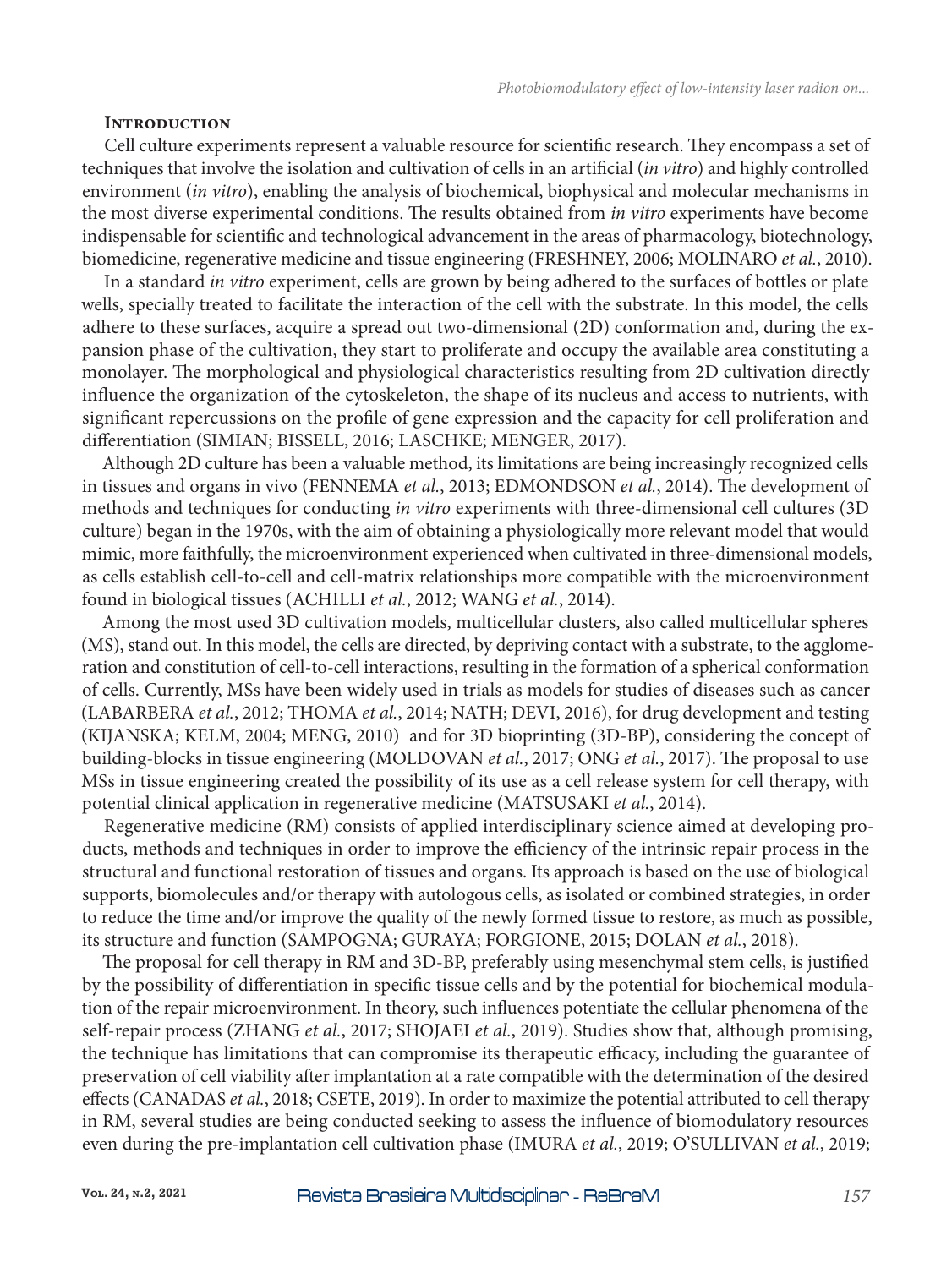## Introduction

Cell culture experiments represent a valuable resource for scientific research. They encompass a set of techniques that involve the isolation and cultivation of cells in an artificial (*in vitro*) and highly controlled environment (*in vitro*), enabling the analysis of biochemical, biophysical and molecular mechanisms in the most diverse experimental conditions. The results obtained from *in vitro* experiments have become indispensable for scientific and technological advancement in the areas of pharmacology, biotechnology, biomedicine, regenerative medicine and tissue engineering (FRESHNEY, 2006; MOLINARO *et al.*, 2010).

In a standard *in vitro* experiment, cells are grown by being adhered to the surfaces of bottles or plate wells, specially treated to facilitate the interaction of the cell with the substrate. In this model, the cells adhere to these surfaces, acquire a spread out two-dimensional (2D) conformation and, during the expansion phase of the cultivation, they start to proliferate and occupy the available area constituting a monolayer. The morphological and physiological characteristics resulting from 2D cultivation directly influence the organization of the cytoskeleton, the shape of its nucleus and access to nutrients, with significant repercussions on the profile of gene expression and the capacity for cell proliferation and differentiation (SIMIAN; BISSELL, 2016; LASCHKE; MENGER, 2017).

Although 2D culture has been a valuable method, its limitations are being increasingly recognized cells in tissues and organs in vivo (FENNEMA *et al.*, 2013; EDMONDSON *et al.*, 2014). The development of methods and techniques for conducting *in vitro* experiments with three-dimensional cell cultures (3D culture) began in the 1970s, with the aim of obtaining a physiologically more relevant model that would mimic, more faithfully, the microenvironment experienced when cultivated in three-dimensional models, as cells establish cell-to-cell and cell-matrix relationships more compatible with the microenvironment found in biological tissues (ACHILLI *et al.*, 2012; WANG *et al.*, 2014).

Among the most used 3D cultivation models, multicellular clusters, also called multicellular spheres (MS), stand out. In this model, the cells are directed, by depriving contact with a substrate, to the agglomeration and constitution of cell-to-cell interactions, resulting in the formation of a spherical conformation of cells. Currently, MSs have been widely used in trials as models for studies of diseases such as cancer (LABARBERA *et al.*, 2012; THOMA *et al.*, 2014; NATH; DEVI, 2016), for drug development and testing (KIJANSKA; KELM, 2004; MENG, 2010) and for 3D bioprinting (3D-BP), considering the concept of building-blocks in tissue engineering (MOLDOVAN *et al.*, 2017; ONG *et al.*, 2017). The proposal to use MSs in tissue engineering created the possibility of its use as a cell release system for cell therapy, with potential clinical application in regenerative medicine (MATSUSAKI *et al.*, 2014).

Regenerative medicine (RM) consists of applied interdisciplinary science aimed at developing products, methods and techniques in order to improve the efficiency of the intrinsic repair process in the structural and functional restoration of tissues and organs. Its approach is based on the use of biological supports, biomolecules and/or therapy with autologous cells, as isolated or combined strategies, in order to reduce the time and/or improve the quality of the newly formed tissue to restore, as much as possible, its structure and function (SAMPOGNA; GURAYA; FORGIONE, 2015; DOLAN *et al.*, 2018).

The proposal for cell therapy in RM and 3D-BP, preferably using mesenchymal stem cells, is justified by the possibility of differentiation in specific tissue cells and by the potential for biochemical modulation of the repair microenvironment. In theory, such influences potentiate the cellular phenomena of the self-repair process (ZHANG *et al.*, 2017; SHOJAEI *et al.*, 2019). Studies show that, although promising, the technique has limitations that can compromise its therapeutic efficacy, including the guarantee of preservation of cell viability after implantation at a rate compatible with the determination of the desired effects (CANADAS *et al.*, 2018; CSETE, 2019). In order to maximize the potential attributed to cell therapy in RM, several studies are being conducted seeking to assess the influence of biomodulatory resources even during the pre-implantation cell cultivation phase (IMURA *et al.*, 2019; O'SULLIVAN *et al.*, 2019;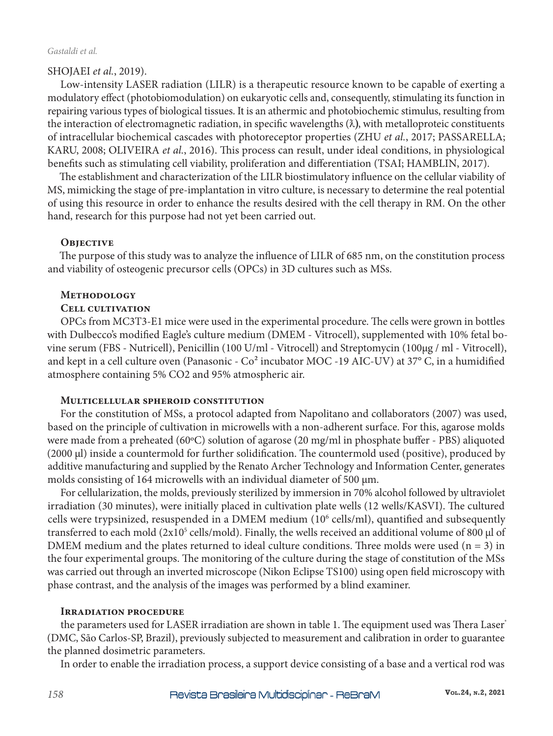SHOJAEI *et al.*, 2019).

Low-intensity LASER radiation (LILR) is a therapeutic resource known to be capable of exerting a modulatory effect (photobiomodulation) on eukaryotic cells and, consequently, stimulating its function in repairing various types of biological tissues. It is an athermic and photobiochemic stimulus, resulting from the interaction of electromagnetic radiation, in specific wavelengths (λ), with metalloproteic constituents of intracellular biochemical cascades with photoreceptor properties (ZHU *et al.*, 2017; PASSARELLA; KARU, 2008; OLIVEIRA *et al.*, 2016). This process can result, under ideal conditions, in physiological benefits such as stimulating cell viability, proliferation and differentiation (TSAI; HAMBLIN, 2017).

The establishment and characterization of the LILR biostimulatory influence on the cellular viability of MS, mimicking the stage of pre-implantation in vitro culture, is necessary to determine the real potential of using this resource in order to enhance the results desired with the cell therapy in RM. On the other hand, research for this purpose had not yet been carried out.

## Objective

The purpose of this study was to analyze the influence of LILR of 685 nm, on the constitution process and viability of osteogenic precursor cells (OPCs) in 3D cultures such as MSs.

## Methodology

### Cell cultivation

OPCs from MC3T3-E1 mice were used in the experimental procedure. The cells were grown in bottles with Dulbecco's modified Eagle's culture medium (DMEM - Vitrocell), supplemented with 10% fetal bovine serum (FBS - Nutricell), Penicillin (100 U/ml - Vitrocell) and Streptomycin (100µg / ml - Vitrocell), and kept in a cell culture oven (Panasonic - $Co^2$ incubator MOC -19 AIC-UV) at 37° C, in a humidified atmosphere containing 5% CO2 and 95% atmospheric air.

### Multicellular spheroid constitution

For the constitution of MSs, a protocol adapted from Napolitano and collaborators (2007) was used, based on the principle of cultivation in microwells with a non-adherent surface. For this, agarose molds were made from a preheated (60ºC) solution of agarose (20 mg/ml in phosphate buffer - PBS) aliquoted (2000 µl) inside a countermold for further solidification. The countermold used (positive), produced by additive manufacturing and supplied by the Renato Archer Technology and Information Center, generates molds consisting of 164 microwells with an individual diameter of 500 µm.

For cellularization, the molds, previously sterilized by immersion in 70% alcohol followed by ultraviolet irradiation (30 minutes), were initially placed in cultivation plate wells (12 wells/KASVI). The cultured cells were trypsinized, resuspended in a DMEM medium ($10^6$ cells/ml), quantified and subsequently transferred to each mold ($2x10^5$ cells/mold). Finally, the wells received an additional volume of 800 µl of DMEM medium and the plates returned to ideal culture conditions. Three molds were used ($n = 3$) in the four experimental groups. The monitoring of the culture during the stage of constitution of the MSs was carried out through an inverted microscope (Nikon Eclipse TS100) using open field microscopy with phase contrast, and the analysis of the images was performed by a blind examiner.

### Irradiation procedure

the parameters used for LASER irradiation are shown in table 1. The equipment used was Thera Laser® (DMC, São Carlos-SP, Brazil), previously subjected to measurement and calibration in order to guarantee the planned dosimetric parameters.

In order to enable the irradiation process, a support device consisting of a base and a vertical rod was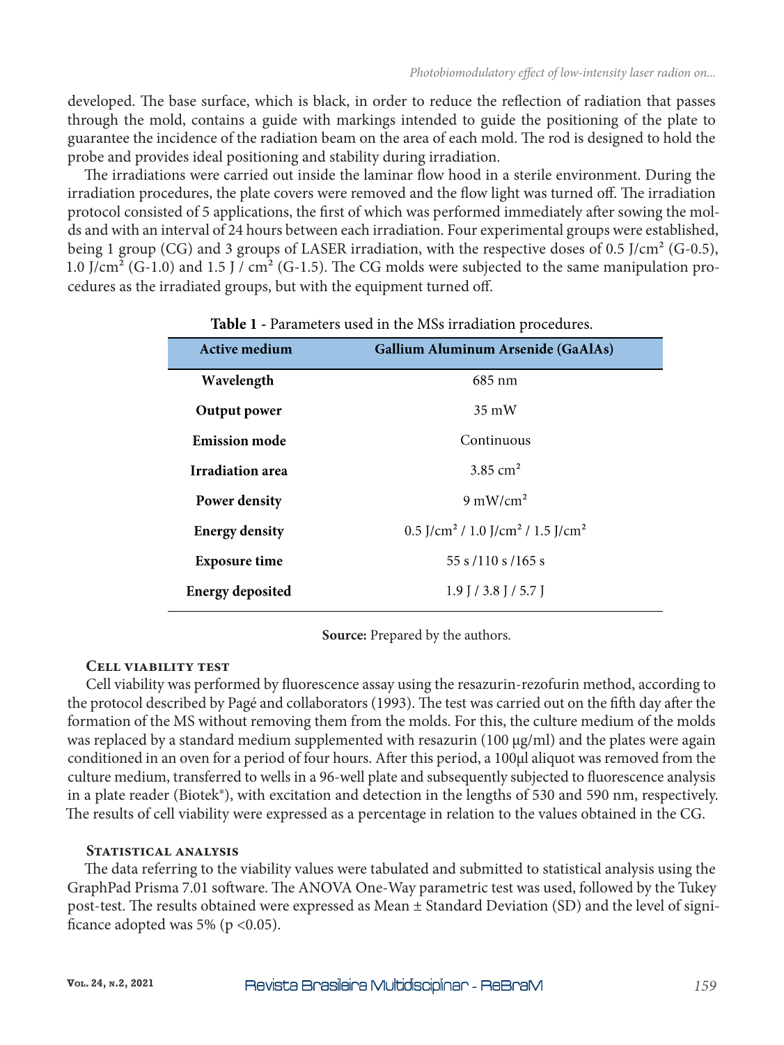developed. The base surface, which is black, in order to reduce the reflection of radiation that passes through the mold, contains a guide with markings intended to guide the positioning of the plate to guarantee the incidence of the radiation beam on the area of each mold. The rod is designed to hold the probe and provides ideal positioning and stability during irradiation.

The irradiations were carried out inside the laminar flow hood in a sterile environment. During the irradiation procedures, the plate covers were removed and the flow light was turned off. The irradiation protocol consisted of 5 applications, the first of which was performed immediately after sowing the molds and with an interval of 24 hours between each irradiation. Four experimental groups were established, being 1 group (CG) and 3 groups of LASER irradiation, with the respective doses of 0.5 J/cm² (G-0.5), 1.0 J/cm² (G-1.0) and 1.5 J / cm² (G-1.5). The CG molds were subjected to the same manipulation procedures as the irradiated groups, but with the equipment turned off.

**Table 1** - Parameters used in the MSs irradiation procedures.

| Active medium | Gallium Aluminum Arsenide (GaAlAs) |
|---|---|
| **Wavelength** | 685 nm |
| **Output power** | 35 mW |
| **Emission mode** | Continuous |
| **Irradiation area** | 3.85 cm² |
| **Power density** | 9 mW/cm² |
| **Energy density** | 0.5 J/cm² / 1.0 J/cm² / 1.5 J/cm² |
| **Exposure time** | 55 s /110 s /165 s |
| **Energy deposited** | 1.9 J / 3.8 J / 5.7 J |

**Source:** Prepared by the authors.

### Cell viability test

Cell viability was performed by fluorescence assay using the resazurin-rezofurin method, according to the protocol described by Pagé and collaborators (1993). The test was carried out on the fifth day after the formation of the MS without removing them from the molds. For this, the culture medium of the molds was replaced by a standard medium supplemented with resazurin (100 μg/ml) and the plates were again conditioned in an oven for a period of four hours. After this period, a 100μl aliquot was removed from the culture medium, transferred to wells in a 96-well plate and subsequently subjected to fluorescence analysis in a plate reader (Biotek®), with excitation and detection in the lengths of 530 and 590 nm, respectively. The results of cell viability were expressed as a percentage in relation to the values obtained in the CG.

### Statistical analysis

The data referring to the viability values were tabulated and submitted to statistical analysis using the GraphPad Prisma 7.01 software. The ANOVA One-Way parametric test was used, followed by the Tukey post-test. The results obtained were expressed as Mean ± Standard Deviation (SD) and the level of significance adopted was 5% ($p < 0.05$).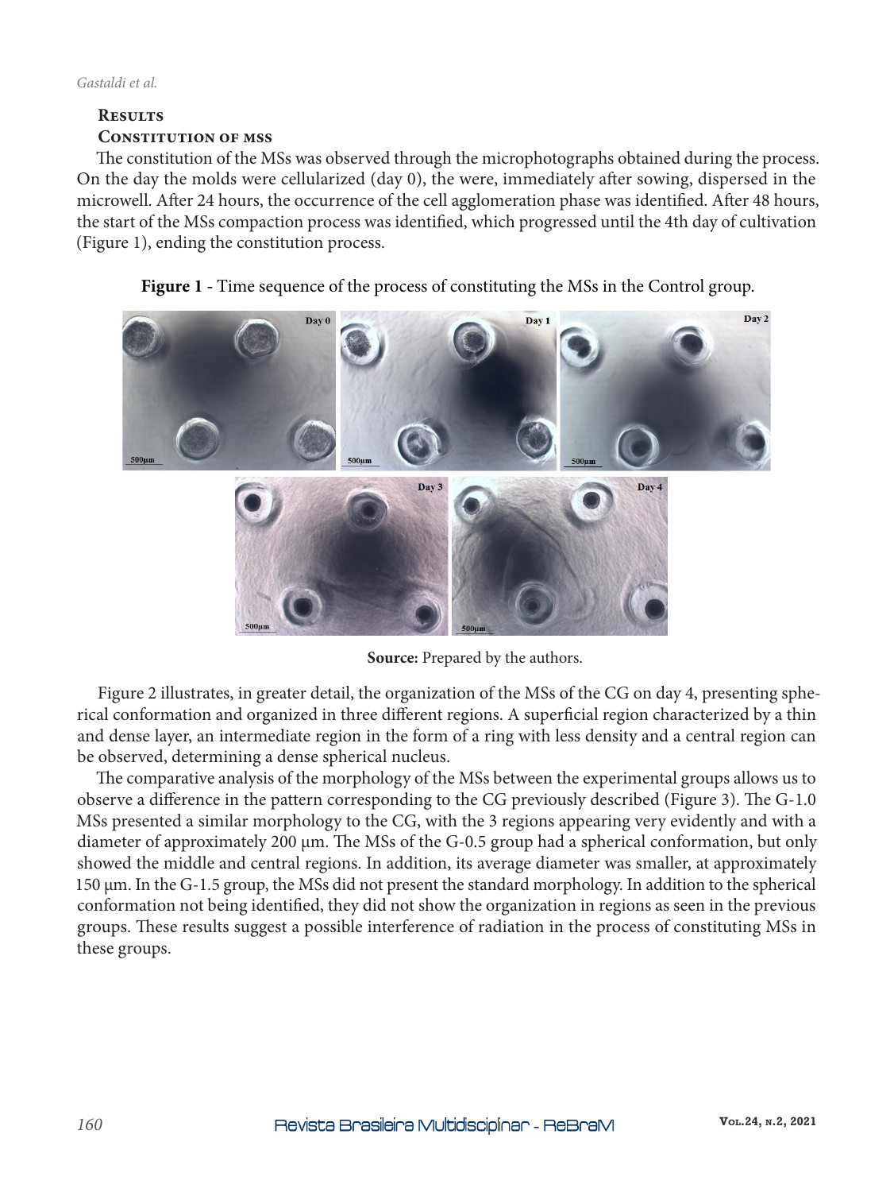## Results

### Constitution of MSs

The constitution of the MSs was observed through the microphotographs obtained during the process. On the day the molds were cellularized (day 0), the were, immediately after sowing, dispersed in the microwell. After 24 hours, the occurrence of the cell agglomeration phase was identified. After 48 hours, the start of the MSs compaction process was identified, which progressed until the 4th day of cultivation (Figure 1), ending the constitution process.

**Figure 1** - Time sequence of the process of constituting the MSs in the Control group.

**Source:** Prepared by the authors.

Figure 2 illustrates, in greater detail, the organization of the MSs of the CG on day 4, presenting spherical conformation and organized in three different regions. A superficial region characterized by a thin and dense layer, an intermediate region in the form of a ring with less density and a central region can be observed, determining a dense spherical nucleus.

The comparative analysis of the morphology of the MSs between the experimental groups allows us to observe a difference in the pattern corresponding to the CG previously described (Figure 3). The G-1.0 MSs presented a similar morphology to the CG, with the 3 regions appearing very evidently and with a diameter of approximately 200 µm. The MSs of the G-0.5 group had a spherical conformation, but only showed the middle and central regions. In addition, its average diameter was smaller, at approximately 150 µm. In the G-1.5 group, the MSs did not present the standard morphology. In addition to the spherical conformation not being identified, they did not show the organization in regions as seen in the previous groups. These results suggest a possible interference of radiation in the process of constituting MSs in these groups.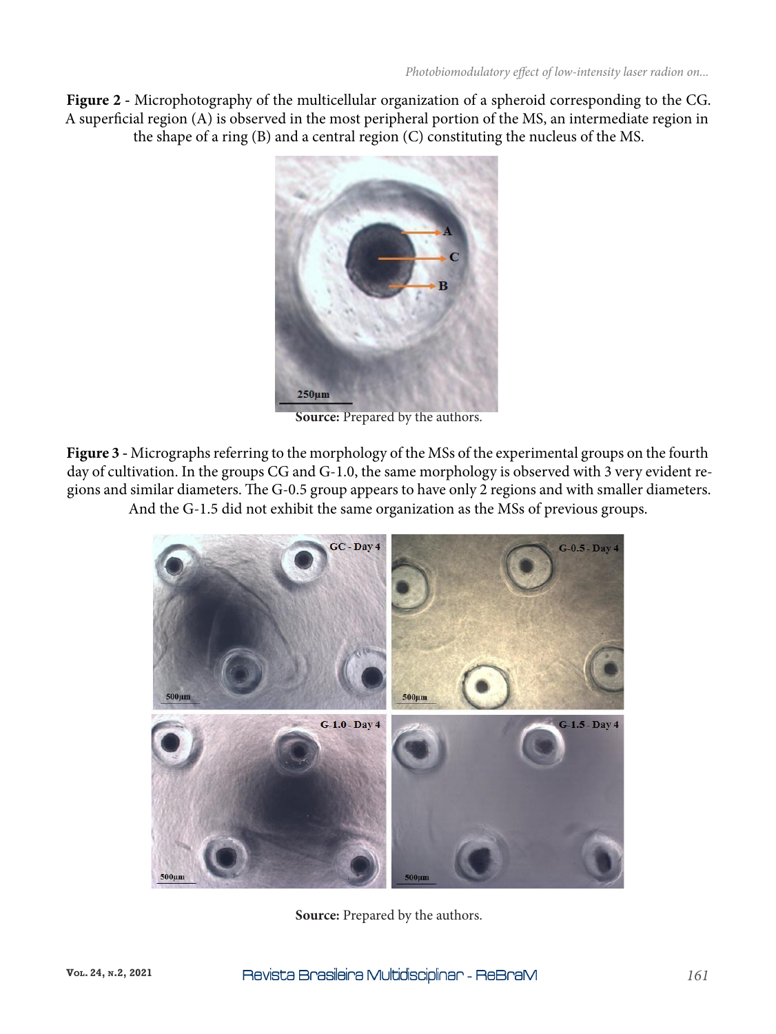**Figure 2** - Microphotography of the multicellular organization of a spheroid corresponding to the CG. A superficial region (A) is observed in the most peripheral portion of the MS, an intermediate region in the shape of a ring (B) and a central region (C) constituting the nucleus of the MS.

**Source:** Prepared by the authors.

**Figure 3** - Micrographs referring to the morphology of the MSs of the experimental groups on the fourth day of cultivation. In the groups CG and G-1.0, the same morphology is observed with 3 very evident regions and similar diameters. The G-0.5 group appears to have only 2 regions and with smaller diameters. And the G-1.5 did not exhibit the same organization as the MSs of previous groups.

**Source:** Prepared by the authors.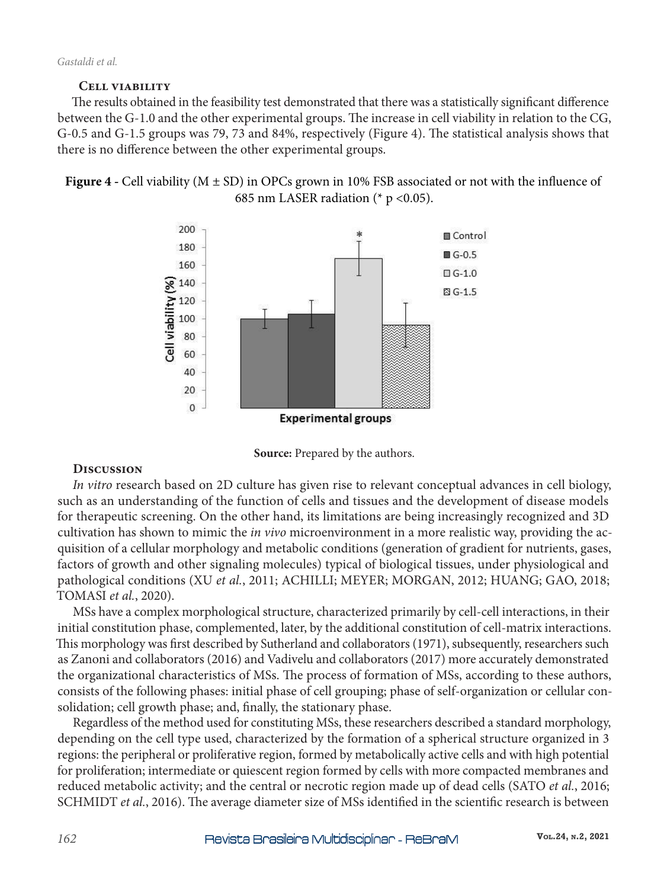### Cell viability

The results obtained in the feasibility test demonstrated that there was a statistically significant difference between the G-1.0 and the other experimental groups. The increase in cell viability in relation to the CG, G-0.5 and G-1.5 groups was 79, 73 and 84%, respectively (Figure 4). The statistical analysis shows that there is no difference between the other experimental groups.

**Figure 4** - Cell viability (M ± SD) in OPCs grown in 10% FSB associated or not with the influence of 685 nm LASER radiation (* p <0.05).

**Source:** Prepared by the authors.

### Discussion

*In vitro* research based on 2D culture has given rise to relevant conceptual advances in cell biology, such as an understanding of the function of cells and tissues and the development of disease models for therapeutic screening. On the other hand, its limitations are being increasingly recognized and 3D cultivation has shown to mimic the *in vivo* microenvironment in a more realistic way, providing the acquisition of a cellular morphology and metabolic conditions (generation of gradient for nutrients, gases, factors of growth and other signaling molecules) typical of biological tissues, under physiological and pathological conditions (XU *et al.*, 2011; ACHILLI; MEYER; MORGAN, 2012; HUANG; GAO, 2018; TOMASI *et al.*, 2020).

MSs have a complex morphological structure, characterized primarily by cell-cell interactions, in their initial constitution phase, complemented, later, by the additional constitution of cell-matrix interactions. This morphology was first described by Sutherland and collaborators (1971), subsequently, researchers such as Zanoni and collaborators (2016) and Vadivelu and collaborators (2017) more accurately demonstrated the organizational characteristics of MSs. The process of formation of MSs, according to these authors, consists of the following phases: initial phase of cell grouping; phase of self-organization or cellular consolidation; cell growth phase; and, finally, the stationary phase.

Regardless of the method used for constituting MSs, these researchers described a standard morphology, depending on the cell type used, characterized by the formation of a spherical structure organized in 3 regions: the peripheral or proliferative region, formed by metabolically active cells and with high potential for proliferation; intermediate or quiescent region formed by cells with more compacted membranes and reduced metabolic activity; and the central or necrotic region made up of dead cells (SATO *et al.*, 2016; SCHMIDT *et al.*, 2016). The average diameter size of MSs identified in the scientific research is between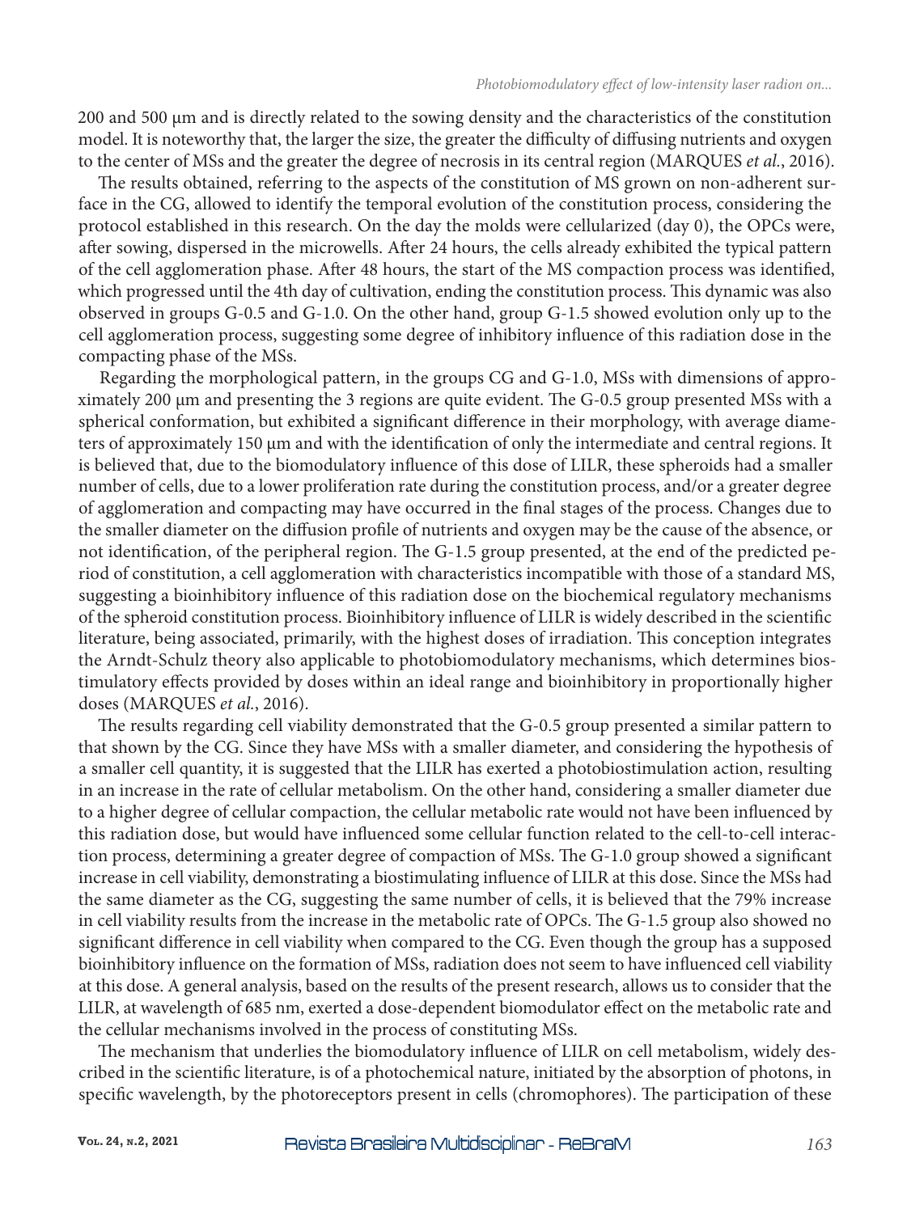200 and 500 µm and is directly related to the sowing density and the characteristics of the constitution model. It is noteworthy that, the larger the size, the greater the difficulty of diffusing nutrients and oxygen to the center of MSs and the greater the degree of necrosis in its central region (MARQUES *et al.*, 2016).

The results obtained, referring to the aspects of the constitution of MS grown on non-adherent surface in the CG, allowed to identify the temporal evolution of the constitution process, considering the protocol established in this research. On the day the molds were cellularized (day 0), the OPCs were, after sowing, dispersed in the microwells. After 24 hours, the cells already exhibited the typical pattern of the cell agglomeration phase. After 48 hours, the start of the MS compaction process was identified, which progressed until the 4th day of cultivation, ending the constitution process. This dynamic was also observed in groups G-0.5 and G-1.0. On the other hand, group G-1.5 showed evolution only up to the cell agglomeration process, suggesting some degree of inhibitory influence of this radiation dose in the compacting phase of the MSs.

Regarding the morphological pattern, in the groups CG and G-1.0, MSs with dimensions of approximately 200 µm and presenting the 3 regions are quite evident. The G-0.5 group presented MSs with a spherical conformation, but exhibited a significant difference in their morphology, with average diameters of approximately 150 µm and with the identification of only the intermediate and central regions. It is believed that, due to the biomodulatory influence of this dose of LILR, these spheroids had a smaller number of cells, due to a lower proliferation rate during the constitution process, and/or a greater degree of agglomeration and compacting may have occurred in the final stages of the process. Changes due to the smaller diameter on the diffusion profile of nutrients and oxygen may be the cause of the absence, or not identification, of the peripheral region. The G-1.5 group presented, at the end of the predicted period of constitution, a cell agglomeration with characteristics incompatible with those of a standard MS, suggesting a bioinhibitory influence of this radiation dose on the biochemical regulatory mechanisms of the spheroid constitution process. Bioinhibitory influence of LILR is widely described in the scientific literature, being associated, primarily, with the highest doses of irradiation. This conception integrates the Arndt-Schulz theory also applicable to photobiomodulatory mechanisms, which determines biostimulatory effects provided by doses within an ideal range and bioinhibitory in proportionally higher doses (MARQUES *et al.*, 2016).

The results regarding cell viability demonstrated that the G-0.5 group presented a similar pattern to that shown by the CG. Since they have MSs with a smaller diameter, and considering the hypothesis of a smaller cell quantity, it is suggested that the LILR has exerted a photobiostimulation action, resulting in an increase in the rate of cellular metabolism. On the other hand, considering a smaller diameter due to a higher degree of cellular compaction, the cellular metabolic rate would not have been influenced by this radiation dose, but would have influenced some cellular function related to the cell-to-cell interaction process, determining a greater degree of compaction of MSs. The G-1.0 group showed a significant increase in cell viability, demonstrating a biostimulating influence of LILR at this dose. Since the MSs had the same diameter as the CG, suggesting the same number of cells, it is believed that the 79% increase in cell viability results from the increase in the metabolic rate of OPCs. The G-1.5 group also showed no significant difference in cell viability when compared to the CG. Even though the group has a supposed bioinhibitory influence on the formation of MSs, radiation does not seem to have influenced cell viability at this dose. A general analysis, based on the results of the present research, allows us to consider that the LILR, at wavelength of 685 nm, exerted a dose-dependent biomodulator effect on the metabolic rate and the cellular mechanisms involved in the process of constituting MSs.

The mechanism that underlies the biomodulatory influence of LILR on cell metabolism, widely described in the scientific literature, is of a photochemical nature, initiated by the absorption of photons, in specific wavelength, by the photoreceptors present in cells (chromophores). The participation of these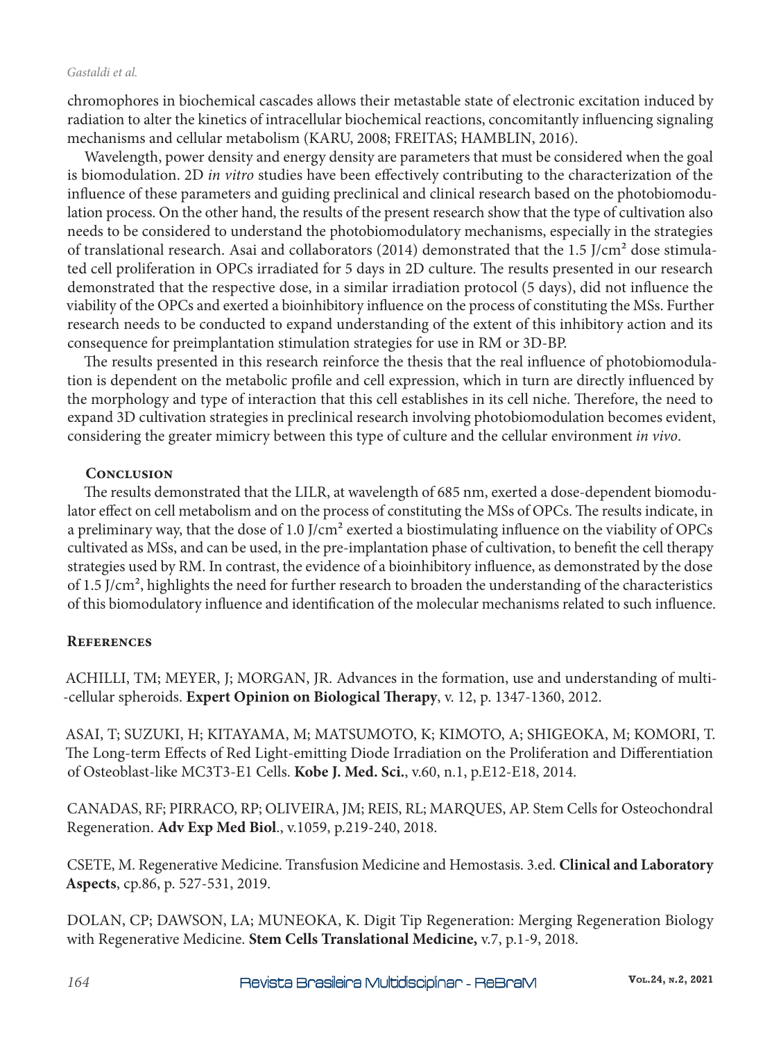chromophores in biochemical cascades allows their metastable state of electronic excitation induced by radiation to alter the kinetics of intracellular biochemical reactions, concomitantly influencing signaling mechanisms and cellular metabolism (KARU, 2008; FREITAS; HAMBLIN, 2016).

Wavelength, power density and energy density are parameters that must be considered when the goal is biomodulation. 2D *in vitro* studies have been effectively contributing to the characterization of the influence of these parameters and guiding preclinical and clinical research based on the photobiomodulation process. On the other hand, the results of the present research show that the type of cultivation also needs to be considered to understand the photobiomodulatory mechanisms, especially in the strategies of translational research. Asai and collaborators (2014) demonstrated that the 1.5 J/cm² dose stimulated cell proliferation in OPCs irradiated for 5 days in 2D culture. The results presented in our research demonstrated that the respective dose, in a similar irradiation protocol (5 days), did not influence the viability of the OPCs and exerted a bioinhibitory influence on the process of constituting the MSs. Further research needs to be conducted to expand understanding of the extent of this inhibitory action and its consequence for preimplantation stimulation strategies for use in RM or 3D-BP.

The results presented in this research reinforce the thesis that the real influence of photobiomodulation is dependent on the metabolic profile and cell expression, which in turn are directly influenced by the morphology and type of interaction that this cell establishes in its cell niche. Therefore, the need to expand 3D cultivation strategies in preclinical research involving photobiomodulation becomes evident, considering the greater mimicry between this type of culture and the cellular environment *in vivo*.

## Conclusion

The results demonstrated that the LILR, at wavelength of 685 nm, exerted a dose-dependent biomodulator effect on cell metabolism and on the process of constituting the MSs of OPCs. The results indicate, in a preliminary way, that the dose of 1.0 J/cm² exerted a biostimulating influence on the viability of OPCs cultivated as MSs, and can be used, in the pre-implantation phase of cultivation, to benefit the cell therapy strategies used by RM. In contrast, the evidence of a bioinhibitory influence, as demonstrated by the dose of 1.5 J/cm², highlights the need for further research to broaden the understanding of the characteristics of this biomodulatory influence and identification of the molecular mechanisms related to such influence.

## References

ACHILLI, TM; MEYER, J; MORGAN, JR. Advances in the formation, use and understanding of multi--cellular spheroids. **Expert Opinion on Biological Therapy**, v. 12, p. 1347-1360, 2012.

ASAI, T; SUZUKI, H; KITAYAMA, M; MATSUMOTO, K; KIMOTO, A; SHIGEOKA, M; KOMORI, T. The Long-term Effects of Red Light-emitting Diode Irradiation on the Proliferation and Differentiation of Osteoblast-like MC3T3-E1 Cells. **Kobe J. Med. Sci.**, v.60, n.1, p.E12-E18, 2014.

CANADAS, RF; PIRRACO, RP; OLIVEIRA, JM; REIS, RL; MARQUES, AP. Stem Cells for Osteochondral Regeneration. **Adv Exp Med Biol**., v.1059, p.219-240, 2018.

CSETE, M. Regenerative Medicine. Transfusion Medicine and Hemostasis. 3.ed. **Clinical and Laboratory Aspects**, cp.86, p. 527-531, 2019.

DOLAN, CP; DAWSON, LA; MUNEOKA, K. Digit Tip Regeneration: Merging Regeneration Biology with Regenerative Medicine. **Stem Cells Translational Medicine,** v.7, p.1-9, 2018.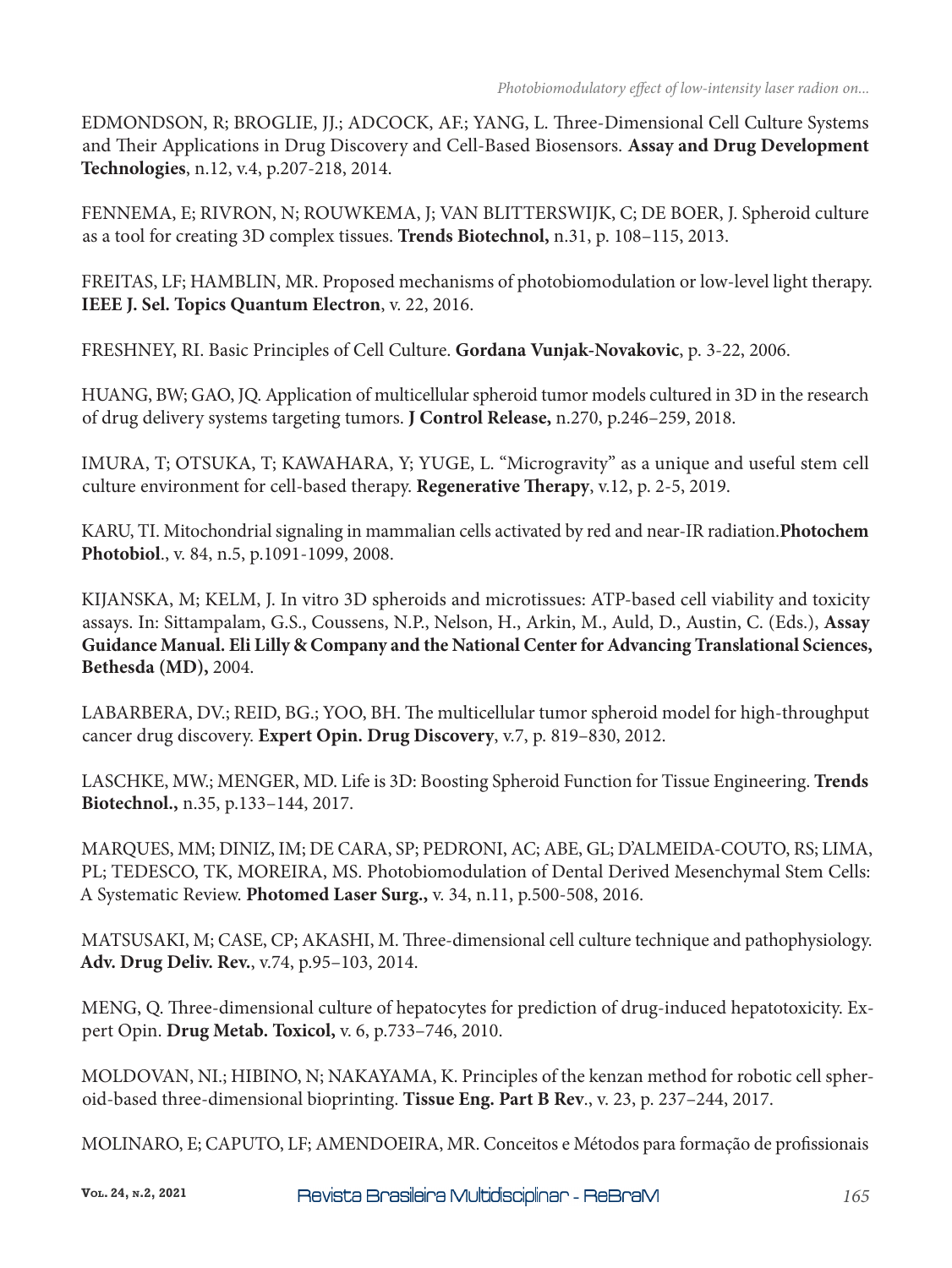EDMONDSON, R; BROGLIE, JJ.; ADCOCK, AF.; YANG, L. Three-Dimensional Cell Culture Systems and Their Applications in Drug Discovery and Cell-Based Biosensors. **Assay and Drug Development Technologies**, n.12, v.4, p.207-218, 2014.

FENNEMA, E; RIVRON, N; ROUWKEMA, J; VAN BLITTERSWIJK, C; DE BOER, J. Spheroid culture as a tool for creating 3D complex tissues. **Trends Biotechnol,** n.31, p. 108–115, 2013.

FREITAS, LF; HAMBLIN, MR. Proposed mechanisms of photobiomodulation or low-level light therapy. **IEEE J. Sel. Topics Quantum Electron**, v. 22, 2016.

FRESHNEY, RI. Basic Principles of Cell Culture. **Gordana Vunjak-Novakovic**, p. 3-22, 2006.

HUANG, BW; GAO, JQ. Application of multicellular spheroid tumor models cultured in 3D in the research of drug delivery systems targeting tumors. **J Control Release,** n.270, p.246–259, 2018.

IMURA, T; OTSUKA, T; KAWAHARA, Y; YUGE, L. "Microgravity" as a unique and useful stem cell culture environment for cell-based therapy. **Regenerative Therapy**, v.12, p. 2-5, 2019.

KARU, TI. Mitochondrial signaling in mammalian cells activated by red and near-IR radiation.**Photochem Photobiol**., v. 84, n.5, p.1091-1099, 2008.

KIJANSKA, M; KELM, J. In vitro 3D spheroids and microtissues: ATP-based cell viability and toxicity assays. In: Sittampalam, G.S., Coussens, N.P., Nelson, H., Arkin, M., Auld, D., Austin, C. (Eds.), **Assay Guidance Manual. Eli Lilly & Company and the National Center for Advancing Translational Sciences, Bethesda (MD),** 2004.

LABARBERA, DV.; REID, BG.; YOO, BH. The multicellular tumor spheroid model for high-throughput cancer drug discovery. **Expert Opin. Drug Discovery**, v.7, p. 819–830, 2012.

LASCHKE, MW.; MENGER, MD. Life is 3D: Boosting Spheroid Function for Tissue Engineering. **Trends Biotechnol.,** n.35, p.133–144, 2017.

MARQUES, MM; DINIZ, IM; DE CARA, SP; PEDRONI, AC; ABE, GL; D'ALMEIDA-COUTO, RS; LIMA, PL; TEDESCO, TK, MOREIRA, MS. Photobiomodulation of Dental Derived Mesenchymal Stem Cells: A Systematic Review. **Photomed Laser Surg.,** v. 34, n.11, p.500-508, 2016.

MATSUSAKI, M; CASE, CP; AKASHI, M. Three-dimensional cell culture technique and pathophysiology. **Adv. Drug Deliv. Rev.**, v.74, p.95–103, 2014.

MENG, Q. Three-dimensional culture of hepatocytes for prediction of drug-induced hepatotoxicity. Expert Opin. **Drug Metab. Toxicol,** v. 6, p.733–746, 2010.

MOLDOVAN, NI.; HIBINO, N; NAKAYAMA, K. Principles of the kenzan method for robotic cell spheroid-based three-dimensional bioprinting. **Tissue Eng. Part B Rev**., v. 23, p. 237–244, 2017.

MOLINARO, E; CAPUTO, LF; AMENDOEIRA, MR. Conceitos e Métodos para formação de profissionais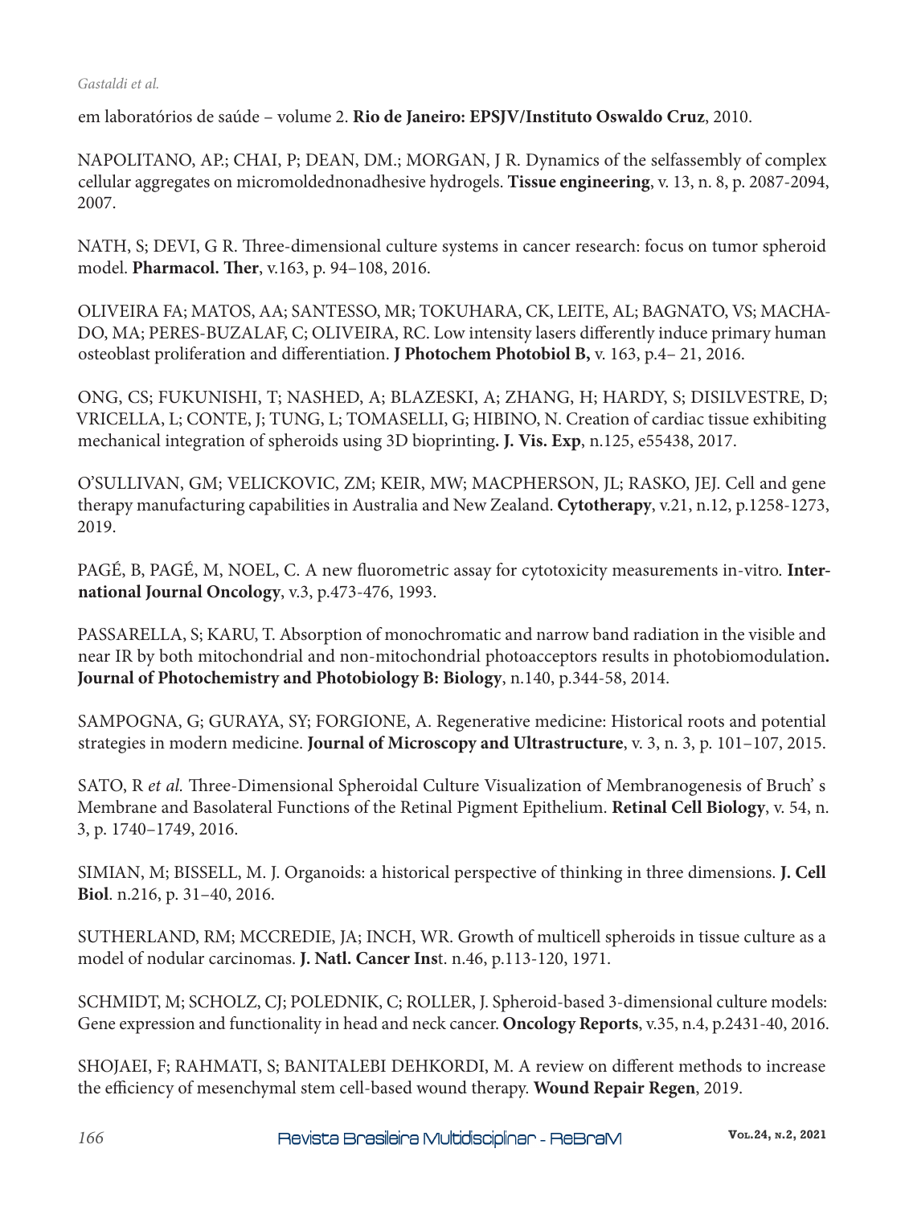em laboratórios de saúde – volume 2. **Rio de Janeiro: EPSJV/Instituto Oswaldo Cruz**, 2010.

NAPOLITANO, AP.; CHAI, P; DEAN, DM.; MORGAN, J R. Dynamics of the selfassembly of complex cellular aggregates on micromoldednonadhesive hydrogels. **Tissue engineering**, v. 13, n. 8, p. 2087-2094, 2007.

NATH, S; DEVI, G R. Three-dimensional culture systems in cancer research: focus on tumor spheroid model. **Pharmacol. Ther**, v.163, p. 94–108, 2016.

OLIVEIRA FA; MATOS, AA; SANTESSO, MR; TOKUHARA, CK, LEITE, AL; BAGNATO, VS; MACHADO, MA; PERES-BUZALAF, C; OLIVEIRA, RC. Low intensity lasers differently induce primary human osteoblast proliferation and differentiation. **J Photochem Photobiol B,** v. 163, p.4– 21, 2016.

ONG, CS; FUKUNISHI, T; NASHED, A; BLAZESKI, A; ZHANG, H; HARDY, S; DISILVESTRE, D; VRICELLA, L; CONTE, J; TUNG, L; TOMASELLI, G; HIBINO, N. Creation of cardiac tissue exhibiting mechanical integration of spheroids using 3D bioprinting**. J. Vis. Exp**, n.125, e55438, 2017.

O'SULLIVAN, GM; VELICKOVIC, ZM; KEIR, MW; MACPHERSON, JL; RASKO, JEJ. Cell and gene therapy manufacturing capabilities in Australia and New Zealand. **Cytotherapy**, v.21, n.12, p.1258-1273, 2019.

PAGÉ, B, PAGÉ, M, NOEL, C. A new fluorometric assay for cytotoxicity measurements in-vitro. **International Journal Oncology**, v.3, p.473-476, 1993.

PASSARELLA, S; KARU, T. Absorption of monochromatic and narrow band radiation in the visible and near IR by both mitochondrial and non-mitochondrial photoacceptors results in photobiomodulation**. Journal of Photochemistry and Photobiology B: Biology**, n.140, p.344-58, 2014.

SAMPOGNA, G; GURAYA, SY; FORGIONE, A. Regenerative medicine: Historical roots and potential strategies in modern medicine. **Journal of Microscopy and Ultrastructure**, v. 3, n. 3, p. 101–107, 2015.

SATO, R *et al.* Three-Dimensional Spheroidal Culture Visualization of Membranogenesis of Bruch' s Membrane and Basolateral Functions of the Retinal Pigment Epithelium. **Retinal Cell Biology**, v. 54, n. 3, p. 1740–1749, 2016.

SIMIAN, M; BISSELL, M. J. Organoids: a historical perspective of thinking in three dimensions. **J. Cell Biol**. n.216, p. 31–40, 2016.

SUTHERLAND, RM; MCCREDIE, JA; INCH, WR. Growth of multicell spheroids in tissue culture as a model of nodular carcinomas. **J. Natl. Cancer Ins**t. n.46, p.113-120, 1971.

SCHMIDT, M; SCHOLZ, CJ; POLEDNIK, C; ROLLER, J. Spheroid-based 3-dimensional culture models: Gene expression and functionality in head and neck cancer. **Oncology Reports**, v.35, n.4, p.2431-40, 2016.

SHOJAEI, F; RAHMATI, S; BANITALEBI DEHKORDI, M. A review on different methods to increase the efficiency of mesenchymal stem cell-based wound therapy. **Wound Repair Regen**, 2019.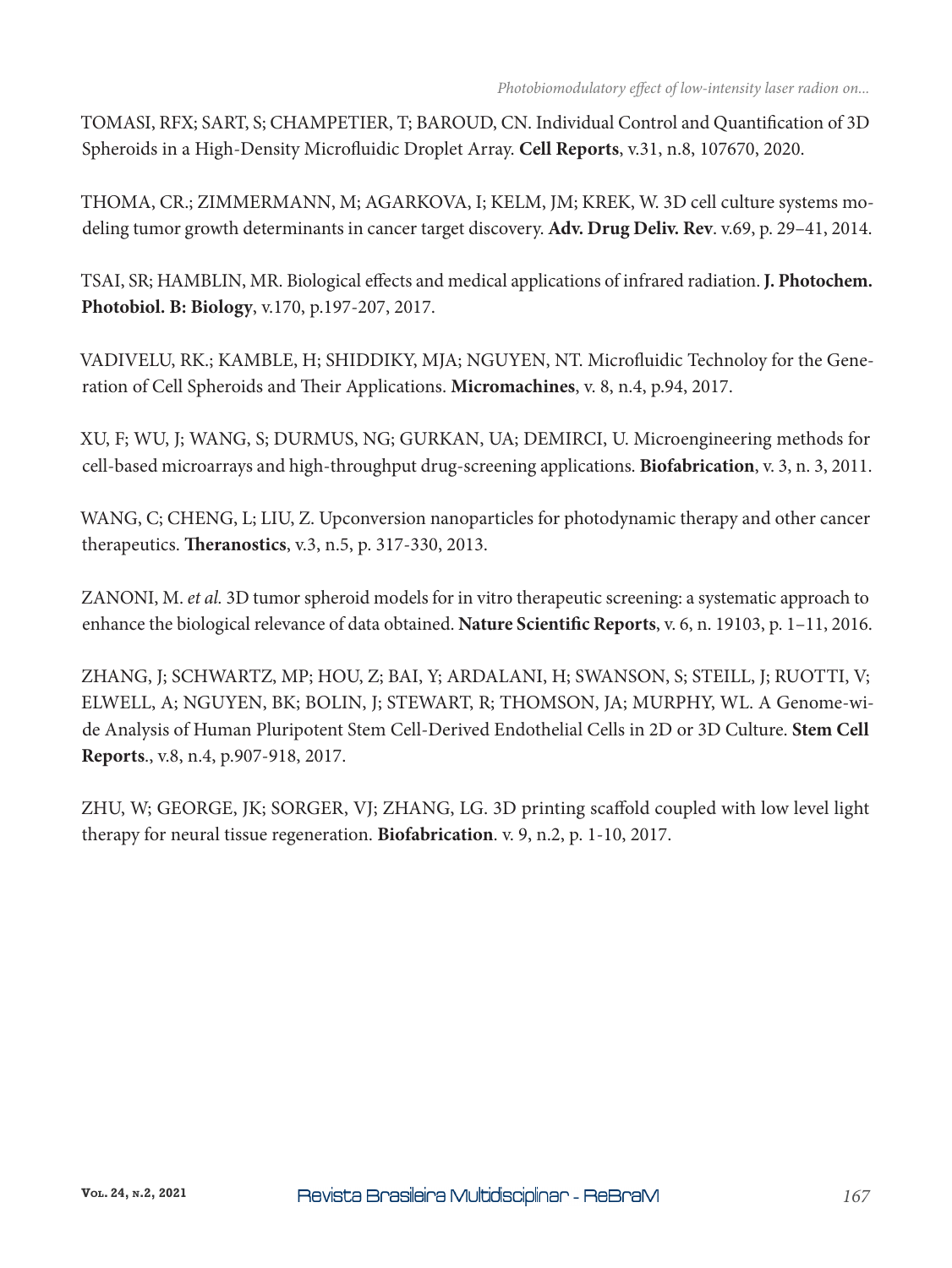TOMASI, RFX; SART, S; CHAMPETIER, T; BAROUD, CN. Individual Control and Quantification of 3D Spheroids in a High-Density Microfluidic Droplet Array. **Cell Reports**, v.31, n.8, 107670, 2020.

THOMA, CR.; ZIMMERMANN, M; AGARKOVA, I; KELM, JM; KREK, W. 3D cell culture systems modeling tumor growth determinants in cancer target discovery. **Adv. Drug Deliv. Rev**. v.69, p. 29–41, 2014.

TSAI, SR; HAMBLIN, MR. Biological effects and medical applications of infrared radiation. **J. Photochem. Photobiol. B: Biology**, v.170, p.197-207, 2017.

VADIVELU, RK.; KAMBLE, H; SHIDDIKY, MJA; NGUYEN, NT. Microfluidic Technoloy for the Generation of Cell Spheroids and Their Applications. **Micromachines**, v. 8, n.4, p.94, 2017.

XU, F; WU, J; WANG, S; DURMUS, NG; GURKAN, UA; DEMIRCI, U. Microengineering methods for cell-based microarrays and high-throughput drug-screening applications. **Biofabrication**, v. 3, n. 3, 2011.

WANG, C; CHENG, L; LIU, Z. Upconversion nanoparticles for photodynamic therapy and other cancer therapeutics. **Theranostics**, v.3, n.5, p. 317-330, 2013.

ZANONI, M. *et al.* 3D tumor spheroid models for in vitro therapeutic screening: a systematic approach to enhance the biological relevance of data obtained. **Nature Scientific Reports**, v. 6, n. 19103, p. 1–11, 2016.

ZHANG, J; SCHWARTZ, MP; HOU, Z; BAI, Y; ARDALANI, H; SWANSON, S; STEILL, J; RUOTTI, V; ELWELL, A; NGUYEN, BK; BOLIN, J; STEWART, R; THOMSON, JA; MURPHY, WL. A Genome-wide Analysis of Human Pluripotent Stem Cell-Derived Endothelial Cells in 2D or 3D Culture. **Stem Cell Reports**., v.8, n.4, p.907-918, 2017.

ZHU, W; GEORGE, JK; SORGER, VJ; ZHANG, LG. 3D printing scaffold coupled with low level light therapy for neural tissue regeneration. **Biofabrication**. v. 9, n.2, p. 1-10, 2017.